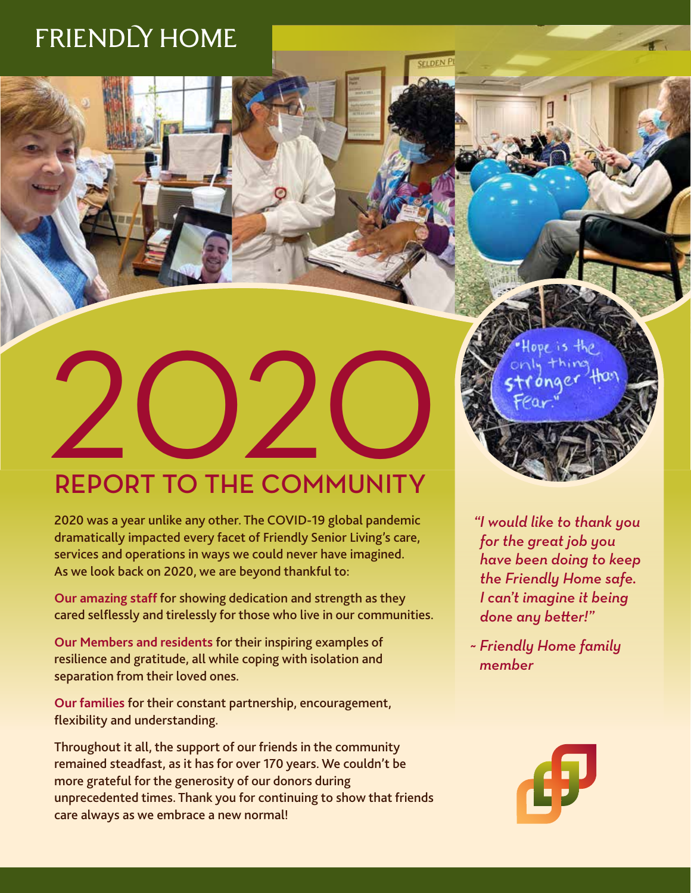# FRIENDLY HOME

# 2020

## REPORT TO THE COMMUNITY

**2020 was a year unlike any other. The COVID-19 global pandemic dramatically impacted every facet of Friendly Senior Living's care, services and operations in ways we could never have imagined. As we look back on 2020, we are beyond thankful to:**

**Our amazing staff** for showing dedication and strength as they cared selflessly and tirelessly for those who live in our communities.

**Our Members and residents** for their inspiring examples of resilience and gratitude, all while coping with isolation and separation from their loved ones.

**Our families** for their constant partnership, encouragement, flexibility and understanding.

**Throughout it all, the support of our friends in the community remained steadfast, as it has for over 170 years. We couldn't be more grateful for the generosity of our donors during unprecedented times. Thank you for continuing to show that friends care always as we embrace a new normal!**

*"I would like to thank you for the great job you have been doing to keep the Friendly Home safe. I can't imagine it being done any better!"*

*~ Friendly Home family member*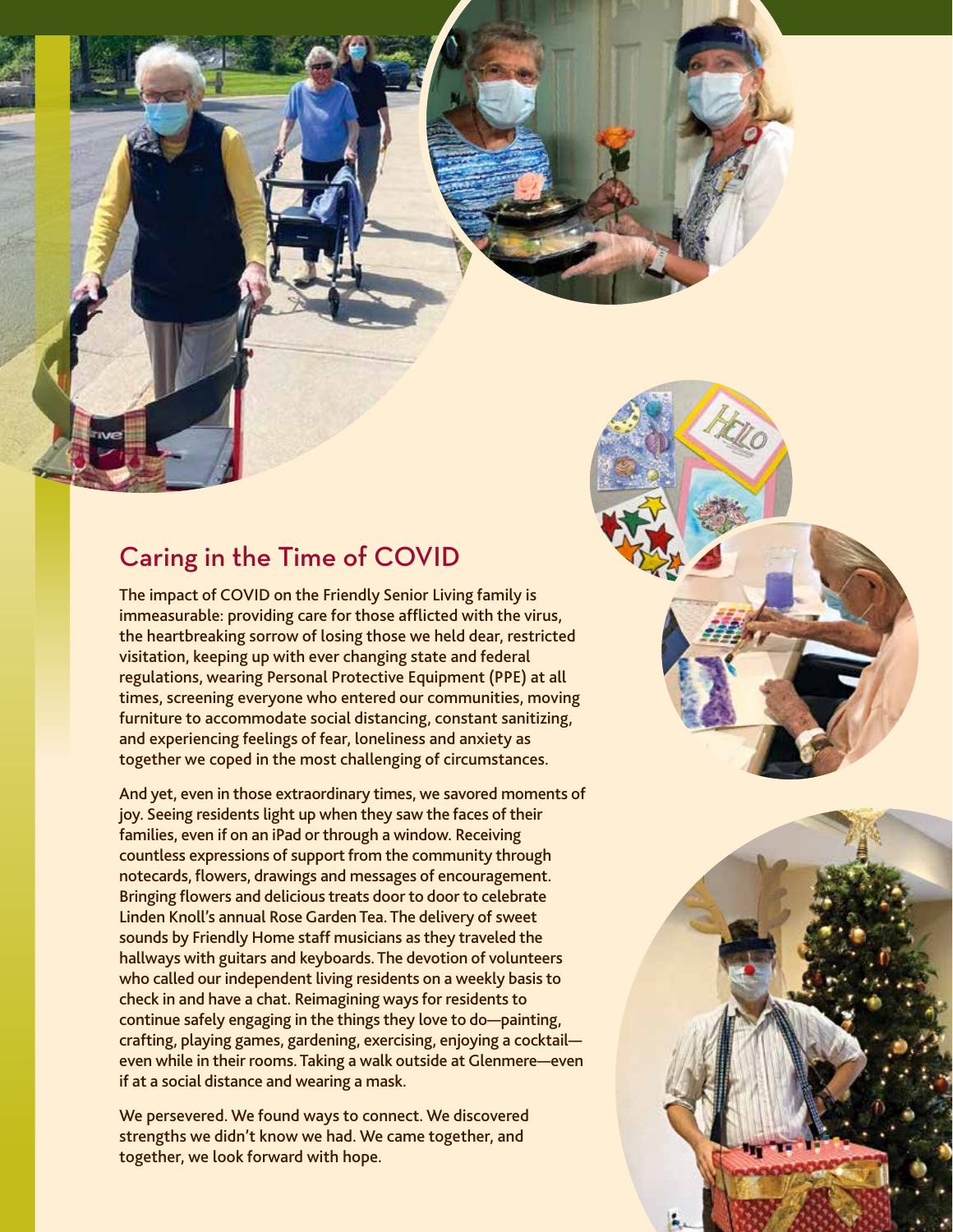## Caring in the Time of COVID

The impact of COVID on the Friendly Senior Living family is immeasurable: providing care for those afflicted with the virus, the heartbreaking sorrow of losing those we held dear, restricted visitation, keeping up with ever changing state and federal regulations, wearing Personal Protective Equipment (PPE) at all times, screening everyone who entered our communities, moving furniture to accommodate social distancing, constant sanitizing, and experiencing feelings of fear, loneliness and anxiety as together we coped in the most challenging of circumstances.

And yet, even in those extraordinary times, we savored moments of joy. Seeing residents light up when they saw the faces of their families, even if on an iPad or through a window. Receiving countless expressions of support from the community through notecards, flowers, drawings and messages of encouragement. Bringing flowers and delicious treats door to door to celebrate Linden Knoll's annual Rose Garden Tea. The delivery of sweet sounds by Friendly Home staff musicians as they traveled the hallways with guitars and keyboards. The devotion of volunteers who called our independent living residents on a weekly basis to check in and have a chat. Reimagining ways for residents to continue safely engaging in the things they love to do—painting, crafting, playing games, gardening, exercising, enjoying a cocktail—even while in their rooms. Taking a walk outside at Glenmere—even if at a social distance and wearing a mask.

We persevered. We found ways to connect. We discovered strengths we didn't know we had. We came together, and together, we look forward with hope.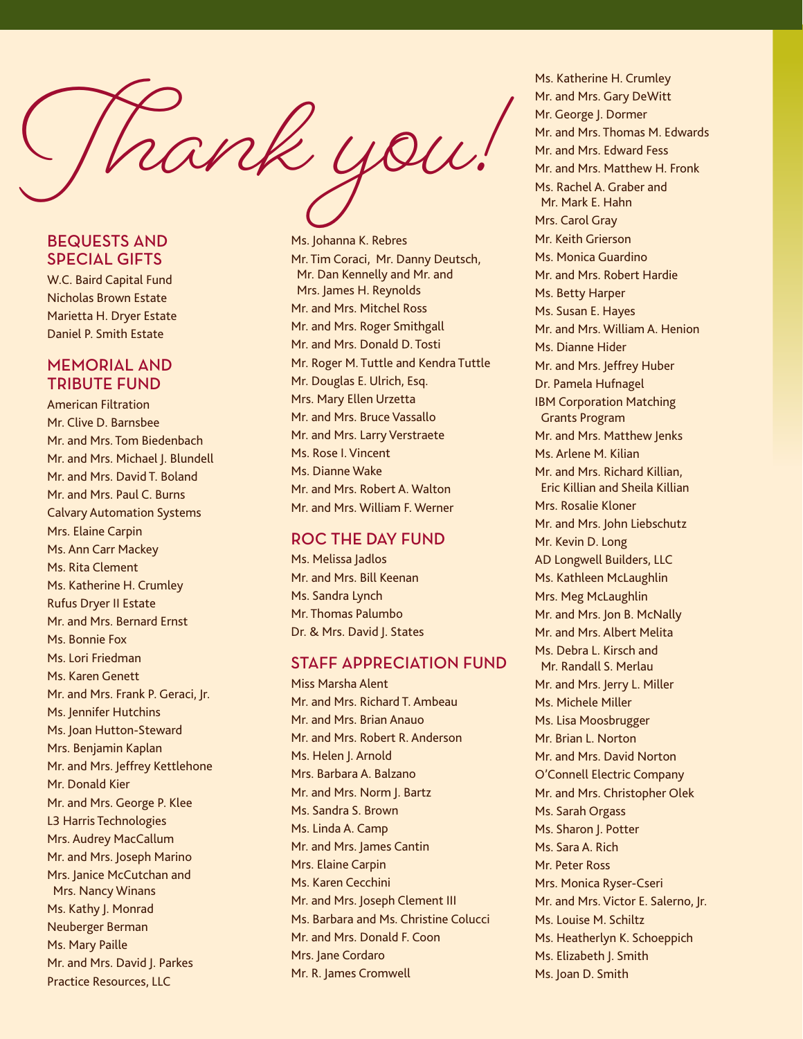# Thank you!

## BEQUESTS AND SPECIAL GIFTS

W.C. Baird Capital Fund
Nicholas Brown Estate
Marietta H. Dryer Estate
Daniel P. Smith Estate

## MEMORIAL AND TRIBUTE FUND

American Filtration
Mr. Clive D. Barnsbee
Mr. and Mrs. Tom Biedenbach
Mr. and Mrs. Michael J. Blundell
Mr. and Mrs. David T. Boland
Mr. and Mrs. Paul C. Burns
Calvary Automation Systems
Mrs. Elaine Carpin
Ms. Ann Carr Mackey
Ms. Rita Clement
Ms. Katherine H. Crumley
Rufus Dryer II Estate
Mr. and Mrs. Bernard Ernst
Ms. Bonnie Fox
Ms. Lori Friedman
Ms. Karen Genett
Mr. and Mrs. Frank P. Geraci, Jr.
Ms. Jennifer Hutchins
Ms. Joan Hutton-Steward
Mrs. Benjamin Kaplan
Mr. and Mrs. Jeffrey Kettlehone
Mr. Donald Kier
Mr. and Mrs. George P. Klee
L3 Harris Technologies
Mrs. Audrey MacCallum
Mr. and Mrs. Joseph Marino
Mrs. Janice McCutchan and Mrs. Nancy Winans
Ms. Kathy J. Monrad
Neuberger Berman
Ms. Mary Paille
Mr. and Mrs. David J. Parkes
Practice Resources, LLC
Ms. Johanna K. Rebres
Mr. Tim Coraci, Mr. Danny Deutsch, Mr. Dan Kennelly and Mr. and Mrs. James H. Reynolds
Mr. and Mrs. Mitchel Ross
Mr. and Mrs. Roger Smithgall
Mr. and Mrs. Donald D. Tosti
Mr. Roger M. Tuttle and Kendra Tuttle
Mr. Douglas E. Ulrich, Esq.
Mrs. Mary Ellen Urzetta
Mr. and Mrs. Bruce Vassallo
Mr. and Mrs. Larry Verstraete
Ms. Rose I. Vincent
Ms. Dianne Wake
Mr. and Mrs. Robert A. Walton
Mr. and Mrs. William F. Werner

## ROC THE DAY FUND

Ms. Melissa Jadlos
Mr. and Mrs. Bill Keenan
Ms. Sandra Lynch
Mr. Thomas Palumbo
Dr. & Mrs. David J. States

## STAFF APPRECIATION FUND

Miss Marsha Alent
Mr. and Mrs. Richard T. Ambeau
Mr. and Mrs. Brian Anauo
Mr. and Mrs. Robert R. Anderson
Ms. Helen J. Arnold
Mrs. Barbara A. Balzano
Mr. and Mrs. Norm J. Bartz
Ms. Sandra S. Brown
Ms. Linda A. Camp
Mr. and Mrs. James Cantin
Mrs. Elaine Carpin
Ms. Karen Cecchini
Mr. and Mrs. Joseph Clement III
Ms. Barbara and Ms. Christine Colucci
Mr. and Mrs. Donald F. Coon
Mrs. Jane Cordaro
Mr. R. James Cromwell
Ms. Katherine H. Crumley
Mr. and Mrs. Gary DeWitt
Mr. George J. Dormer
Mr. and Mrs. Thomas M. Edwards
Mr. and Mrs. Edward Fess
Mr. and Mrs. Matthew H. Fronk
Ms. Rachel A. Graber and Mr. Mark E. Hahn
Mrs. Carol Gray
Mr. Keith Grierson
Ms. Monica Guardino
Mr. and Mrs. Robert Hardie
Ms. Betty Harper
Ms. Susan E. Hayes
Mr. and Mrs. William A. Henion
Ms. Dianne Hider
Mr. and Mrs. Jeffrey Huber
Dr. Pamela Hufnagel
IBM Corporation Matching Grants Program
Mr. and Mrs. Matthew Jenks
Ms. Arlene M. Kilian
Mr. and Mrs. Richard Killian, Eric Killian and Sheila Killian
Mrs. Rosalie Kloner
Mr. and Mrs. John Liebschutz
Mr. Kevin D. Long
AD Longwell Builders, LLC
Ms. Kathleen McLaughlin
Mrs. Meg McLaughlin
Mr. and Mrs. Jon B. McNally
Mr. and Mrs. Albert Melita
Ms. Debra L. Kirsch and Mr. Randall S. Merlau
Mr. and Mrs. Jerry L. Miller
Ms. Michele Miller
Ms. Lisa Moosbrugger
Mr. Brian L. Norton
Mr. and Mrs. David Norton
O'Connell Electric Company
Mr. and Mrs. Christopher Olek
Ms. Sarah Orgass
Ms. Sharon J. Potter
Ms. Sara A. Rich
Mr. Peter Ross
Mrs. Monica Ryser-Cseri
Mr. and Mrs. Victor E. Salerno, Jr.
Ms. Louise M. Schiltz
Ms. Heatherlyn K. Schoeppich
Ms. Elizabeth J. Smith
Ms. Joan D. Smith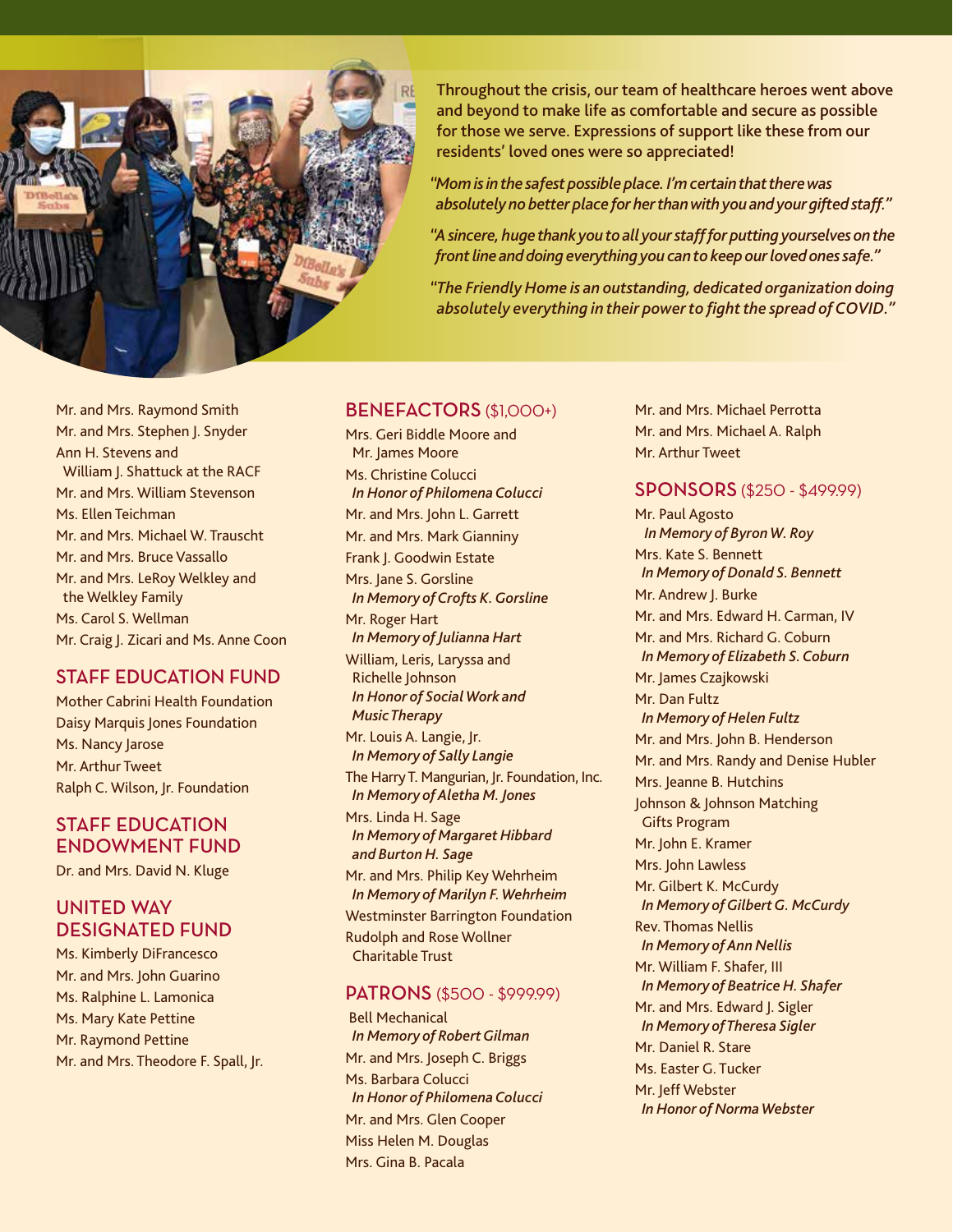Throughout the crisis, our team of healthcare heroes went above and beyond to make life as comfortable and secure as possible for those we serve. Expressions of support like these from our residents' loved ones were so appreciated!

*"Mom is in the safest possible place. I'm certain that there was absolutely no better place for her than with you and your gifted staff."*

*"A sincere, huge thank you to all your staff for putting yourselves on the front line and doing everything you can to keep our loved ones safe."*

*"The Friendly Home is an outstanding, dedicated organization doing absolutely everything in their power to fight the spread of COVID."*

Mr. and Mrs. Raymond Smith
Mr. and Mrs. Stephen J. Snyder
Ann H. Stevens and William J. Shattuck at the RACF
Mr. and Mrs. William Stevenson
Ms. Ellen Teichman
Mr. and Mrs. Michael W. Trauscht
Mr. and Mrs. Bruce Vassallo
Mr. and Mrs. LeRoy Welkley and the Welkley Family
Ms. Carol S. Wellman
Mr. Craig J. Zicari and Ms. Anne Coon

## STAFF EDUCATION FUND

Mother Cabrini Health Foundation
Daisy Marquis Jones Foundation
Ms. Nancy Jarose
Mr. Arthur Tweet
Ralph C. Wilson, Jr. Foundation

## STAFF EDUCATION ENDOWMENT FUND

Dr. and Mrs. David N. Kluge

## UNITED WAY DESIGNATED FUND

Ms. Kimberly DiFrancesco
Mr. and Mrs. John Guarino
Ms. Ralphine L. Lamonica
Ms. Mary Kate Pettine
Mr. Raymond Pettine
Mr. and Mrs. Theodore F. Spall, Jr.

## BENEFACTORS ($1,000+)

Mrs. Geri Biddle Moore and Mr. James Moore
Ms. Christine Colucci
*In Honor of Philomena Colucci*
Mr. and Mrs. John L. Garrett
Mr. and Mrs. Mark Gianniny
Frank J. Goodwin Estate
Mrs. Jane S. Gorsline
*In Memory of Crofts K. Gorsline*
Mr. Roger Hart
*In Memory of Julianna Hart*
William, Leris, Laryssa and Richelle Johnson
*In Honor of Social Work and Music Therapy*
Mr. Louis A. Langie, Jr.
*In Memory of Sally Langie*
The Harry T. Mangurian, Jr. Foundation, Inc.
*In Memory of Aletha M. Jones*
Mrs. Linda H. Sage
*In Memory of Margaret Hibbard and Burton H. Sage*
Mr. and Mrs. Philip Key Wehrheim
*In Memory of Marilyn F. Wehrheim*
Westminster Barrington Foundation
Rudolph and Rose Wollner Charitable Trust

## PATRONS ($500 - $999.99)

Bell Mechanical
*In Memory of Robert Gilman*
Mr. and Mrs. Joseph C. Briggs
Ms. Barbara Colucci
*In Honor of Philomena Colucci*
Mr. and Mrs. Glen Cooper
Miss Helen M. Douglas
Mrs. Gina B. Pacala
Mr. and Mrs. Michael Perrotta
Mr. and Mrs. Michael A. Ralph
Mr. Arthur Tweet

## SPONSORS ($250 - $499.99)

Mr. Paul Agosto
*In Memory of Byron W. Roy*
Mrs. Kate S. Bennett
*In Memory of Donald S. Bennett*
Mr. Andrew J. Burke
Mr. and Mrs. Edward H. Carman, IV
Mr. and Mrs. Richard G. Coburn
*In Memory of Elizabeth S. Coburn*
Mr. James Czajkowski
Mr. Dan Fultz
*In Memory of Helen Fultz*
Mr. and Mrs. John B. Henderson
Mr. and Mrs. Randy and Denise Hubler
Mrs. Jeanne B. Hutchins
Johnson & Johnson Matching Gifts Program
Mr. John E. Kramer
Mrs. John Lawless
Mr. Gilbert K. McCurdy
*In Memory of Gilbert G. McCurdy*
Rev. Thomas Nellis
*In Memory of Ann Nellis*
Mr. William F. Shafer, III
*In Memory of Beatrice H. Shafer*
Mr. and Mrs. Edward J. Sigler
*In Memory of Theresa Sigler*
Mr. Daniel R. Stare
Ms. Easter G. Tucker
Mr. Jeff Webster
*In Honor of Norma Webster*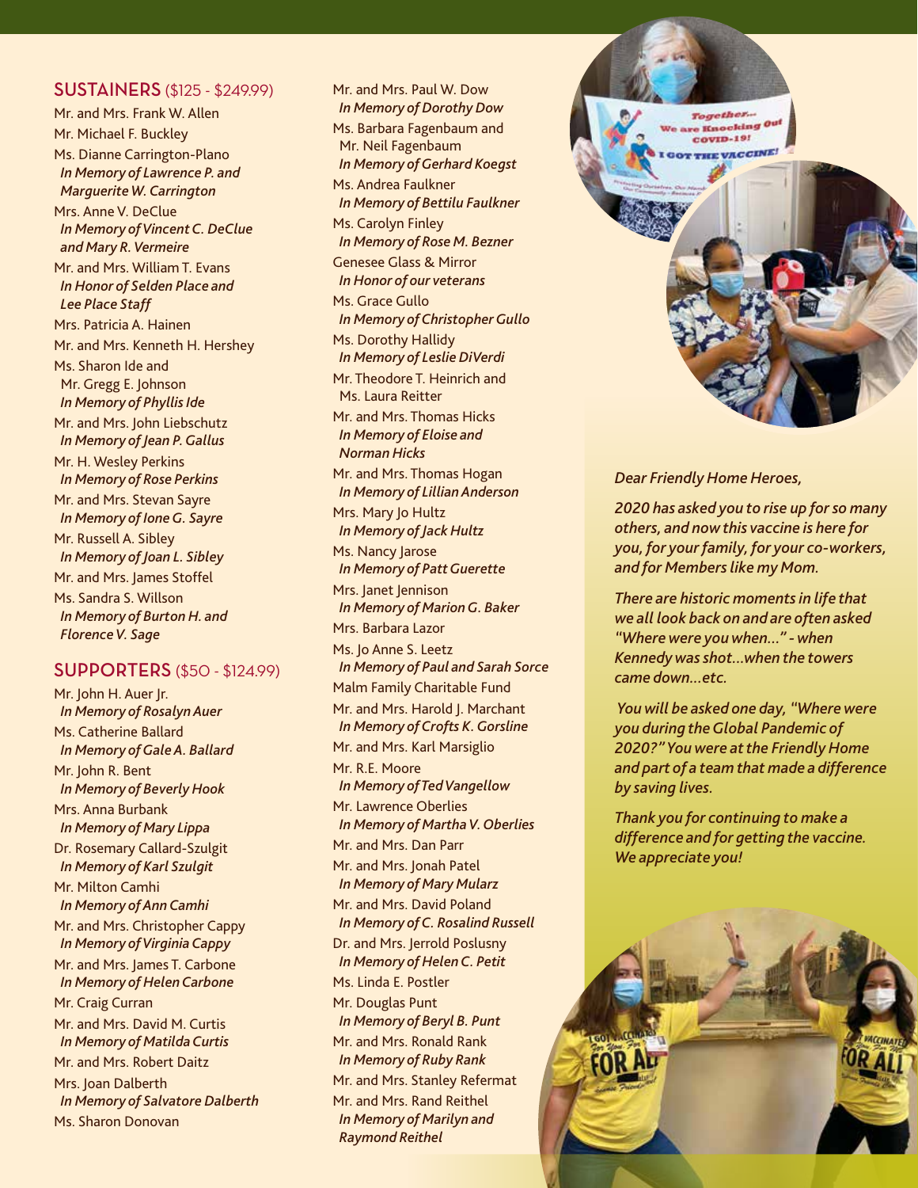## SUSTAINERS ($125 - $249.99)

Mr. and Mrs. Frank W. Allen
Mr. Michael F. Buckley
Ms. Dianne Carrington-Plano
*In Memory of Lawrence P. and Marguerite W. Carrington*
Mrs. Anne V. DeClue
*In Memory of Vincent C. DeClue and Mary R. Vermeire*
Mr. and Mrs. William T. Evans
*In Honor of Selden Place and Lee Place Staff*
Mrs. Patricia A. Hainen
Mr. and Mrs. Kenneth H. Hershey
Ms. Sharon Ide and Mr. Gregg E. Johnson
*In Memory of Phyllis Ide*
Mr. and Mrs. John Liebschutz
*In Memory of Jean P. Gallus*
Mr. H. Wesley Perkins
*In Memory of Rose Perkins*
Mr. and Mrs. Stevan Sayre
*In Memory of Ione G. Sayre*
Mr. Russell A. Sibley
*In Memory of Joan L. Sibley*
Mr. and Mrs. James Stoffel
Ms. Sandra S. Willson
*In Memory of Burton H. and Florence V. Sage*

## SUPPORTERS ($50 - $124.99)

Mr. John H. Auer Jr.
*In Memory of Rosalyn Auer*
Ms. Catherine Ballard
*In Memory of Gale A. Ballard*
Mr. John R. Bent
*In Memory of Beverly Hook*
Mrs. Anna Burbank
*In Memory of Mary Lippa*
Dr. Rosemary Callard-Szulgit
*In Memory of Karl Szulgit*
Mr. Milton Camhi
*In Memory of Ann Camhi*
Mr. and Mrs. Christopher Cappy
*In Memory of Virginia Cappy*
Mr. and Mrs. James T. Carbone
*In Memory of Helen Carbone*
Mr. Craig Curran
Mr. and Mrs. David M. Curtis
*In Memory of Matilda Curtis*
Mr. and Mrs. Robert Daitz
Mrs. Joan Dalberth
*In Memory of Salvatore Dalberth*
Ms. Sharon Donovan
Mr. and Mrs. Paul W. Dow
*In Memory of Dorothy Dow*
Ms. Barbara Fagenbaum and Mr. Neil Fagenbaum
*In Memory of Gerhard Koegst*
Ms. Andrea Faulkner
*In Memory of Bettilu Faulkner*
Ms. Carolyn Finley
*In Memory of Rose M. Bezner*
Genesee Glass & Mirror
*In Honor of our veterans*
Ms. Grace Gullo
*In Memory of Christopher Gullo*
Ms. Dorothy Hallidy
*In Memory of Leslie DiVerdi*
Mr. Theodore T. Heinrich and Ms. Laura Reitter
Mr. and Mrs. Thomas Hicks
*In Memory of Eloise and Norman Hicks*
Mr. and Mrs. Thomas Hogan
*In Memory of Lillian Anderson*
Mrs. Mary Jo Hultz
*In Memory of Jack Hultz*
Ms. Nancy Jarose
*In Memory of Patt Guerette*
Mrs. Janet Jennison
*In Memory of Marion G. Baker*
Mrs. Barbara Lazor
Ms. Jo Anne S. Leetz
*In Memory of Paul and Sarah Sorce*
Malm Family Charitable Fund
Mr. and Mrs. Harold J. Marchant
*In Memory of Crofts K. Gorsline*
Mr. and Mrs. Karl Marsiglio
Mr. R.E. Moore
*In Memory of Ted Vangellow*
Mr. Lawrence Oberlies
*In Memory of Martha V. Oberlies*
Mr. and Mrs. Dan Parr
Mr. and Mrs. Jonah Patel
*In Memory of Mary Mularz*
Mr. and Mrs. David Poland
*In Memory of C. Rosalind Russell*
Dr. and Mrs. Jerrold Poslusny
*In Memory of Helen C. Petit*
Ms. Linda E. Postler
Mr. Douglas Punt
*In Memory of Beryl B. Punt*
Mr. and Mrs. Ronald Rank
*In Memory of Ruby Rank*
Mr. and Mrs. Stanley Refermat
Mr. and Mrs. Rand Reithel
*In Memory of Marilyn and Raymond Reithel*

*Dear Friendly Home Heroes,*

*2020 has asked you to rise up for so many others, and now this vaccine is here for you, for your family, for your co-workers, and for Members like my Mom.*

*There are historic moments in life that we all look back on and are often asked "Where were you when..." - when Kennedy was shot...when the towers came down...etc.*

*You will be asked one day, "Where were you during the Global Pandemic of 2020?" You were at the Friendly Home and part of a team that made a difference by saving lives.*

*Thank you for continuing to make a difference and for getting the vaccine. We appreciate you!*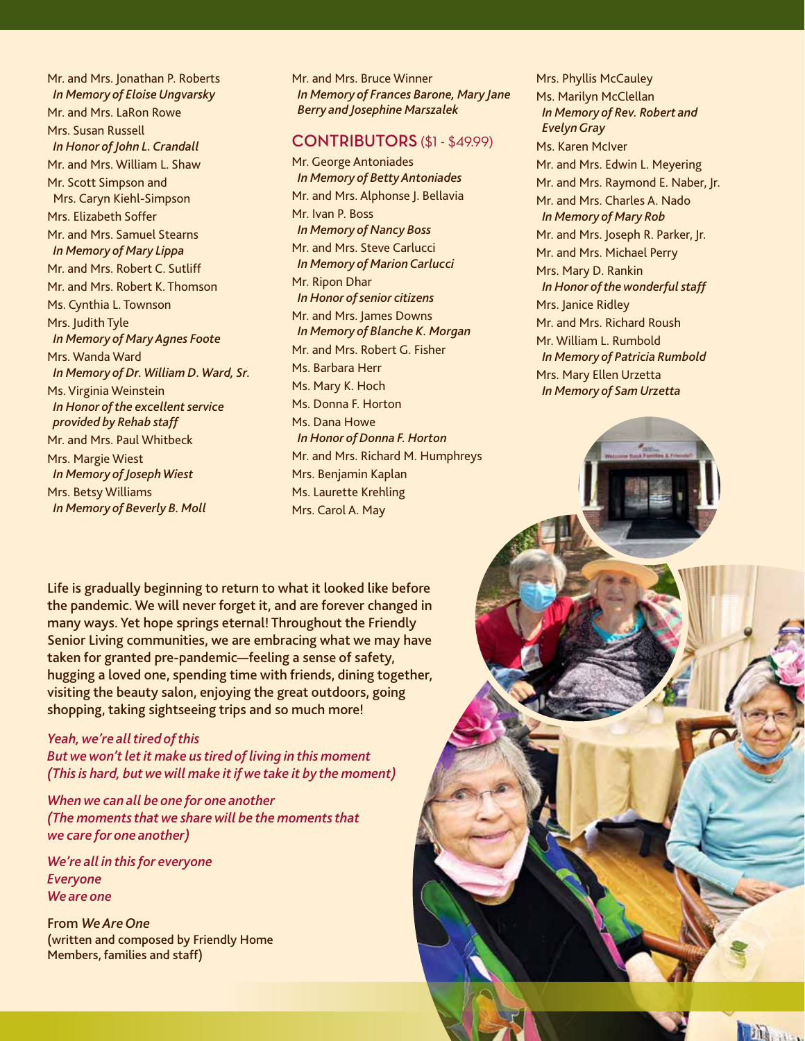Mr. and Mrs. Jonathan P. Roberts
*In Memory of Eloise Ungvarsky*
Mr. and Mrs. LaRon Rowe
Mrs. Susan Russell
*In Honor of John L. Crandall*
Mr. and Mrs. William L. Shaw
Mr. Scott Simpson and Mrs. Caryn Kiehl-Simpson
Mrs. Elizabeth Soffer
Mr. and Mrs. Samuel Stearns
*In Memory of Mary Lippa*
Mr. and Mrs. Robert C. Sutliff
Mr. and Mrs. Robert K. Thomson
Ms. Cynthia L. Townson
Mrs. Judith Tyle
*In Memory of Mary Agnes Foote*
Mrs. Wanda Ward
*In Memory of Dr. William D. Ward, Sr.*
Ms. Virginia Weinstein
*In Honor of the excellent service provided by Rehab staff*
Mr. and Mrs. Paul Whitbeck
Mrs. Margie Wiest
*In Memory of Joseph Wiest*
Mrs. Betsy Williams
*In Memory of Beverly B. Moll*

Mr. and Mrs. Bruce Winner
*In Memory of Frances Barone, Mary Jane Berry and Josephine Marszalek*

## CONTRIBUTORS ($1 - $49.99)

Mr. George Antoniades
*In Memory of Betty Antoniades*
Mr. and Mrs. Alphonse J. Bellavia
Mr. Ivan P. Boss
*In Memory of Nancy Boss*
Mr. and Mrs. Steve Carlucci
*In Memory of Marion Carlucci*
Mr. Ripon Dhar
*In Honor of senior citizens*
Mr. and Mrs. James Downs
*In Memory of Blanche K. Morgan*
Mr. and Mrs. Robert G. Fisher
Ms. Barbara Herr
Ms. Mary K. Hoch
Ms. Donna F. Horton
Ms. Dana Howe
*In Honor of Donna F. Horton*
Mr. and Mrs. Richard M. Humphreys
Mrs. Benjamin Kaplan
Ms. Laurette Krehling
Mrs. Carol A. May
Mrs. Phyllis McCauley
Ms. Marilyn McClellan
*In Memory of Rev. Robert and Evelyn Gray*
Ms. Karen McIver
Mr. and Mrs. Edwin L. Meyering
Mr. and Mrs. Raymond E. Naber, Jr.
Mr. and Mrs. Charles A. Nado
*In Memory of Mary Rob*
Mr. and Mrs. Joseph R. Parker, Jr.
Mr. and Mrs. Michael Perry
Mrs. Mary D. Rankin
*In Honor of the wonderful staff*
Mrs. Janice Ridley
Mr. and Mrs. Richard Roush
Mr. William L. Rumbold
*In Memory of Patricia Rumbold*
Mrs. Mary Ellen Urzetta
*In Memory of Sam Urzetta*

Life is gradually beginning to return to what it looked like before the pandemic. We will never forget it, and are forever changed in many ways. Yet hope springs eternal! Throughout the Friendly Senior Living communities, we are embracing what we may have taken for granted pre-pandemic—feeling a sense of safety, hugging a loved one, spending time with friends, dining together, visiting the beauty salon, enjoying the great outdoors, going shopping, taking sightseeing trips and so much more!

*Yeah, we're all tired of this*
*But we won't let it make us tired of living in this moment*
*(This is hard, but we will make it if we take it by the moment)*

*When we can all be one for one another*
*(The moments that we share will be the moments that we care for one another)*

*We're all in this for everyone*
*Everyone*
*We are one*

From *We Are One*
(written and composed by Friendly Home Members, families and staff)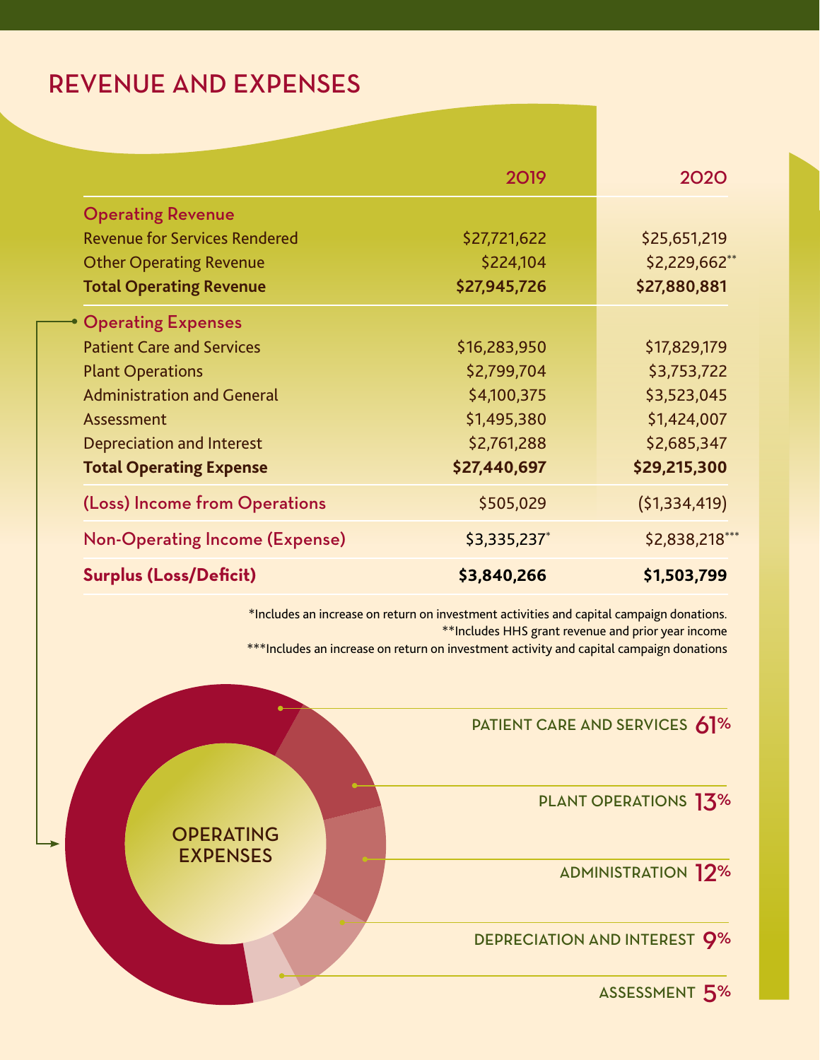# REVENUE AND EXPENSES

| | 2019 | 2020 |
|---|---|---|
| **Operating Revenue** | | |
| Revenue for Services Rendered | $27,721,622 | $25,651,219 |
| Other Operating Revenue | $224,104 | $2,229,662** |
| **Total Operating Revenue** | **$27,945,726** | **$27,880,881** |
| **Operating Expenses** | | |
| Patient Care and Services | $16,283,950 | $17,829,179 |
| Plant Operations | $2,799,704 | $3,753,722 |
| Administration and General | $4,100,375 | $3,523,045 |
| Assessment | $1,495,380 | $1,424,007 |
| Depreciation and Interest | $2,761,288 | $2,685,347 |
| **Total Operating Expense** | **$27,440,697** | **$29,215,300** |
| **(Loss) Income from Operations** | $505,029 | ($1,334,419) |
| **Non-Operating Income (Expense)** | $3,335,237* | $2,838,218*** |
| **Surplus (Loss/Deficit)** | **$3,840,266** | **$1,503,799** |

*Includes an increase on return on investment activities and capital campaign donations.

**Includes HHS grant revenue and prior year income

***Includes an increase on return on investment activity and capital campaign donations

**OPERATING EXPENSES**

- PATIENT CARE AND SERVICES 61%
- PLANT OPERATIONS 13%
- ADMINISTRATION 12%
- DEPRECIATION AND INTEREST 9%
- ASSESSMENT 5%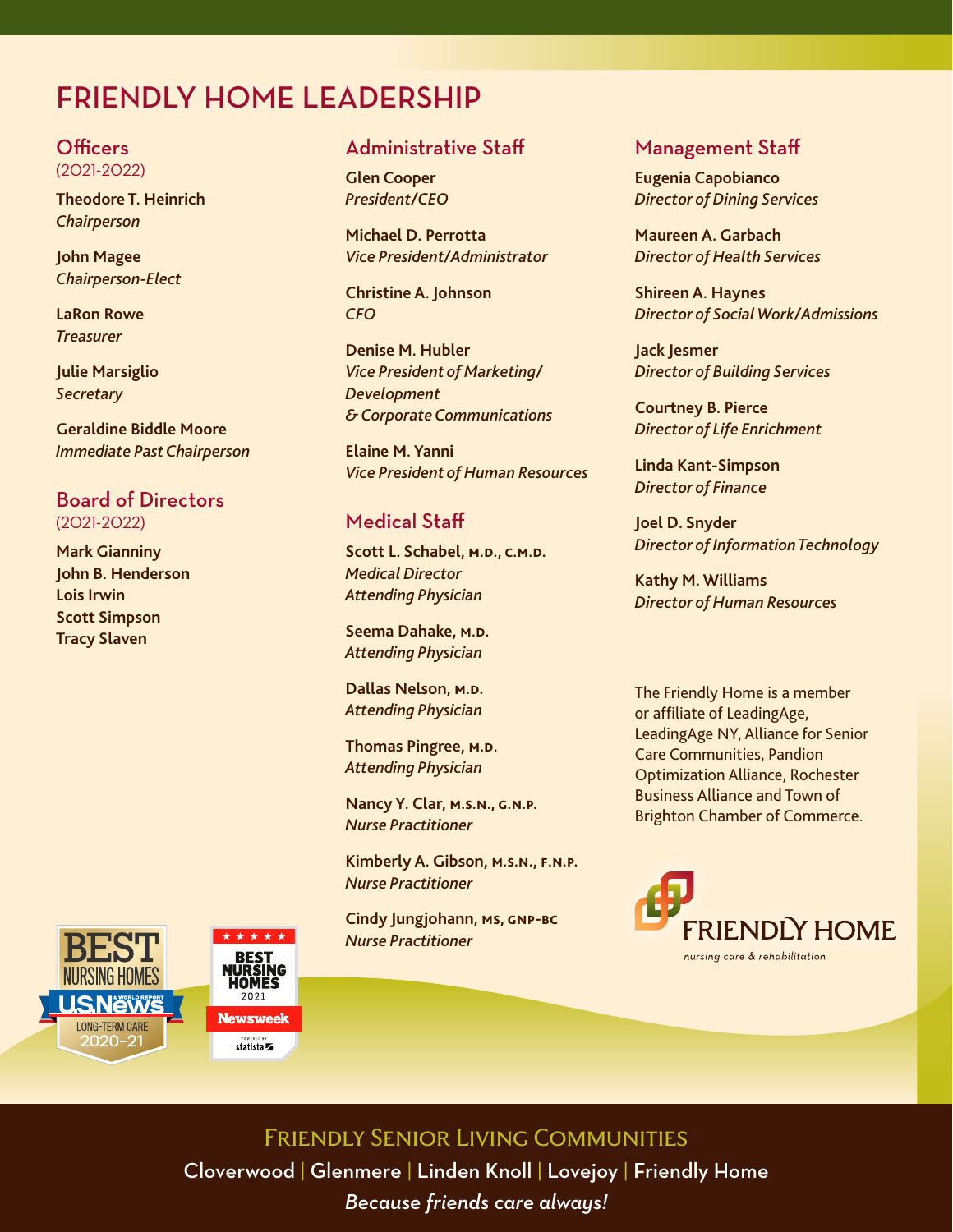# FRIENDLY HOME LEADERSHIP

## Officers
(2021-2022)

**Theodore T. Heinrich**
*Chairperson*

**John Magee**
*Chairperson-Elect*

**LaRon Rowe**
*Treasurer*

**Julie Marsiglio**
*Secretary*

**Geraldine Biddle Moore**
*Immediate Past Chairperson*

## Board of Directors
(2021-2022)

**Mark Gianniny**
**John B. Henderson**
**Lois Irwin**
**Scott Simpson**
**Tracy Slaven**

## Administrative Staff

**Glen Cooper**
*President/CEO*

**Michael D. Perrotta**
*Vice President/Administrator*

**Christine A. Johnson**
*CFO*

**Denise M. Hubler**
*Vice President of Marketing/ Development & Corporate Communications*

**Elaine M. Yanni**
*Vice President of Human Resources*

## Medical Staff

**Scott L. Schabel, M.D., C.M.D.**
*Medical Director*
*Attending Physician*

**Seema Dahake, M.D.**
*Attending Physician*

**Dallas Nelson, M.D.**
*Attending Physician*

**Thomas Pingree, M.D.**
*Attending Physician*

**Nancy Y. Clar, M.S.N., G.N.P.**
*Nurse Practitioner*

**Kimberly A. Gibson, M.S.N., F.N.P.**
*Nurse Practitioner*

**Cindy Jungjohann, MS, GNP-BC**
*Nurse Practitioner*

## Management Staff

**Eugenia Capobianco**
*Director of Dining Services*

**Maureen A. Garbach**
*Director of Health Services*

**Shireen A. Haynes**
*Director of Social Work/Admissions*

**Jack Jesmer**
*Director of Building Services*

**Courtney B. Pierce**
*Director of Life Enrichment*

**Linda Kant-Simpson**
*Director of Finance*

**Joel D. Snyder**
*Director of Information Technology*

**Kathy M. Williams**
*Director of Human Resources*

The Friendly Home is a member or affiliate of LeadingAge, LeadingAge NY, Alliance for Senior Care Communities, Pandion Optimization Alliance, Rochester Business Alliance and Town of Brighton Chamber of Commerce.

FRIENDLY HOME
nursing care & rehabilitation

BEST NURSING HOMES
U.S.News & WORLD REPORT
LONG-TERM CARE
2020-21

BEST NURSING HOMES 2021
Newsweek
POWERED BY statista

FRIENDLY SENIOR LIVING COMMUNITIES

Cloverwood | Glenmere | Linden Knoll | Lovejoy | Friendly Home

*Because friends care always!*